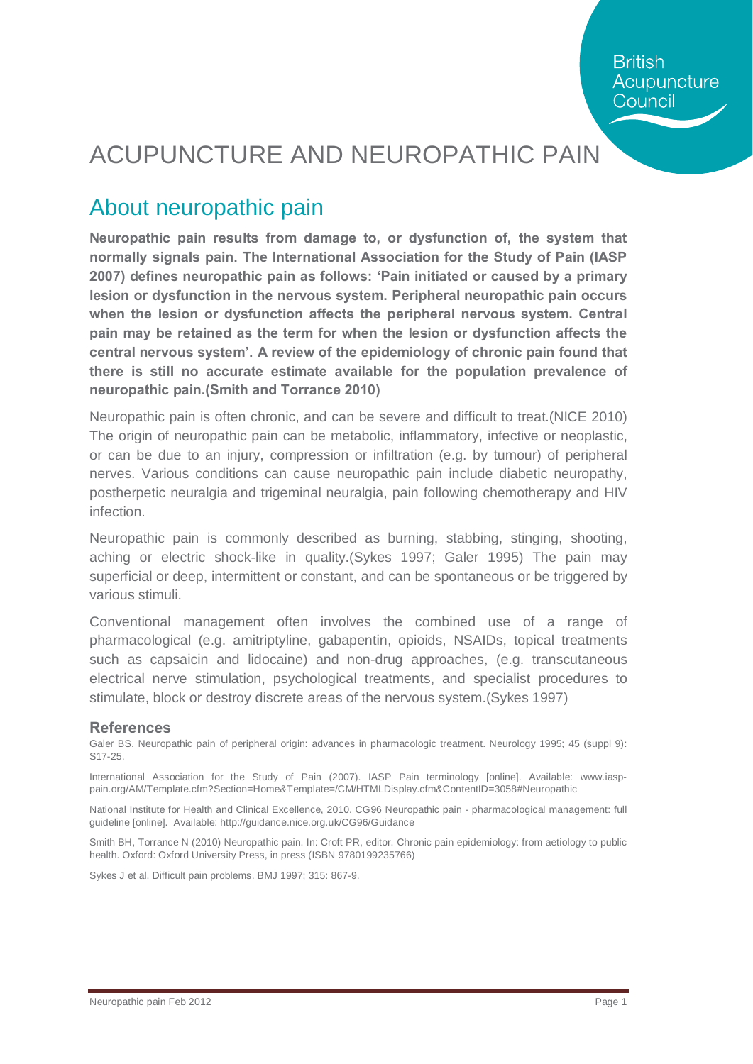British Acupuncture Council

# ACUPUNCTURE AND NEUROPATHIC PAIN

## About neuropathic pain

**Neuropathic pain results from damage to, or dysfunction of, the system that normally signals pain. The International Association for the Study of Pain (IASP 2007) defines neuropathic pain as follows: 'Pain initiated or caused by a primary lesion or dysfunction in the nervous system. Peripheral neuropathic pain occurs when the lesion or dysfunction affects the peripheral nervous system. Central pain may be retained as the term for when the lesion or dysfunction affects the central nervous system'. A review of the epidemiology of chronic pain found that there is still no accurate estimate available for the population prevalence of neuropathic pain.(Smith and Torrance 2010)**

Neuropathic pain is often chronic, and can be severe and difficult to treat.(NICE 2010) The origin of neuropathic pain can be metabolic, inflammatory, infective or neoplastic, or can be due to an injury, compression or infiltration (e.g. by tumour) of peripheral nerves. Various conditions can cause neuropathic pain include diabetic neuropathy, postherpetic neuralgia and trigeminal neuralgia, pain following chemotherapy and HIV infection.

Neuropathic pain is commonly described as burning, stabbing, stinging, shooting, aching or electric shock-like in quality.(Sykes 1997; Galer 1995) The pain may superficial or deep, intermittent or constant, and can be spontaneous or be triggered by various stimuli.

Conventional management often involves the combined use of a range of pharmacological (e.g. amitriptyline, gabapentin, opioids, NSAIDs, topical treatments such as capsaicin and lidocaine) and non-drug approaches, (e.g. transcutaneous electrical nerve stimulation, psychological treatments, and specialist procedures to stimulate, block or destroy discrete areas of the nervous system.(Sykes 1997)

### References

Galer BS. Neuropathic pain of peripheral origin: advances in pharmacologic treatment. Neurology 1995; 45 (suppl 9): S17-25.

International Association for the Study of Pain (2007). IASP Pain terminology [online]. Available: www.iasp-pain.org/AM/Template.cfm?Section=Home&Template=/CM/HTMLDisplay.cfm&ContentID=3058#Neuropathic

National Institute for Health and Clinical Excellence, 2010. CG96 Neuropathic pain - pharmacological management: full guideline [online]. Available: http://guidance.nice.org.uk/CG96/Guidance

Smith BH, Torrance N (2010) Neuropathic pain. In: Croft PR, editor. Chronic pain epidemiology: from aetiology to public health. Oxford: Oxford University Press, in press (ISBN 9780199235766)

Sykes J et al. Difficult pain problems. BMJ 1997; 315: 867-9.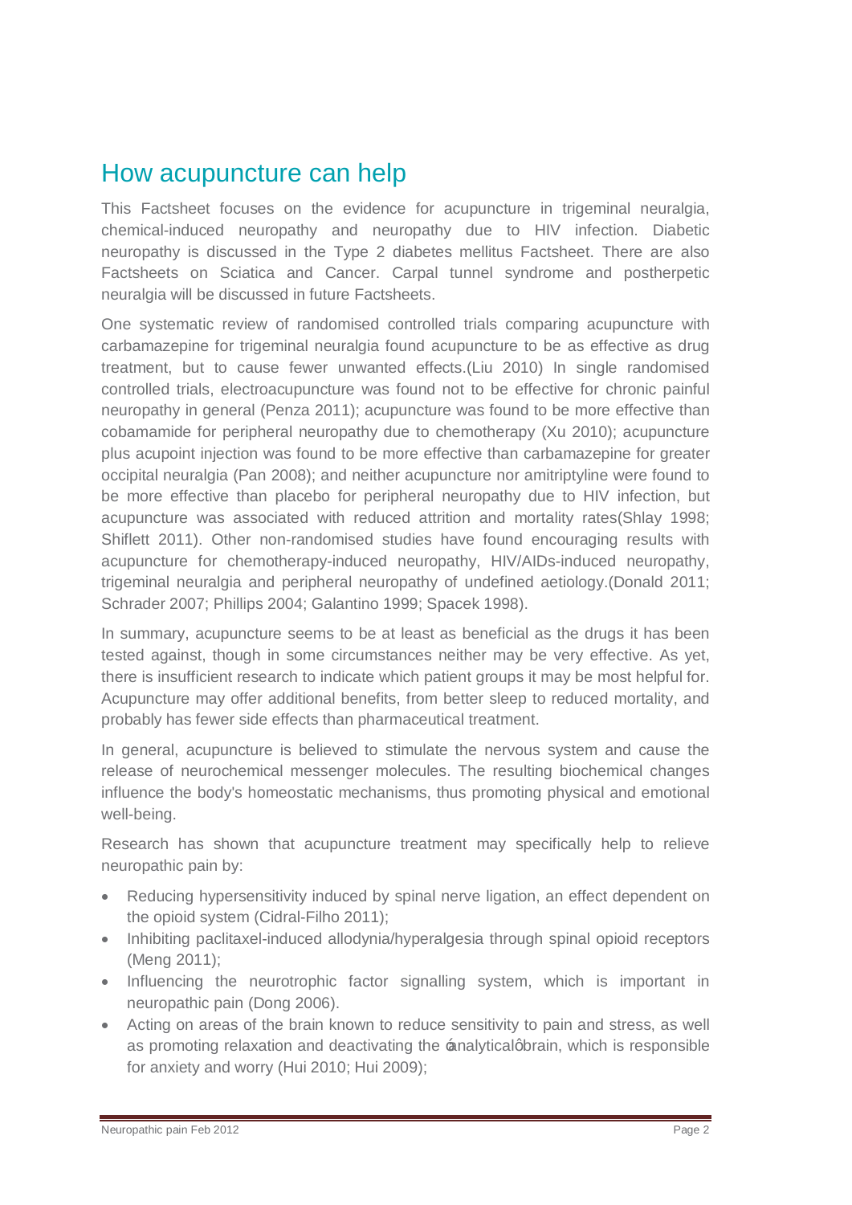## How acupuncture can help

This Factsheet focuses on the evidence for acupuncture in trigeminal neuralgia, chemical-induced neuropathy and neuropathy due to HIV infection. Diabetic neuropathy is discussed in the Type 2 diabetes mellitus Factsheet. There are also Factsheets on Sciatica and Cancer. Carpal tunnel syndrome and postherpetic neuralgia will be discussed in future Factsheets.

One systematic review of randomised controlled trials comparing acupuncture with carbamazepine for trigeminal neuralgia found acupuncture to be as effective as drug treatment, but to cause fewer unwanted effects.(Liu 2010) In single randomised controlled trials, electroacupuncture was found not to be effective for chronic painful neuropathy in general (Penza 2011); acupuncture was found to be more effective than cobamamide for peripheral neuropathy due to chemotherapy (Xu 2010); acupuncture plus acupoint injection was found to be more effective than carbamazepine for greater occipital neuralgia (Pan 2008); and neither acupuncture nor amitriptyline were found to be more effective than placebo for peripheral neuropathy due to HIV infection, but acupuncture was associated with reduced attrition and mortality rates(Shlay 1998; Shiflett 2011). Other non-randomised studies have found encouraging results with acupuncture for chemotherapy-induced neuropathy, HIV/AIDs-induced neuropathy, trigeminal neuralgia and peripheral neuropathy of undefined aetiology.(Donald 2011; Schrader 2007; Phillips 2004; Galantino 1999; Spacek 1998).

In summary, acupuncture seems to be at least as beneficial as the drugs it has been tested against, though in some circumstances neither may be very effective. As yet, there is insufficient research to indicate which patient groups it may be most helpful for. Acupuncture may offer additional benefits, from better sleep to reduced mortality, and probably has fewer side effects than pharmaceutical treatment.

In general, acupuncture is believed to stimulate the nervous system and cause the release of neurochemical messenger molecules. The resulting biochemical changes influence the body's homeostatic mechanisms, thus promoting physical and emotional well-being.

Research has shown that acupuncture treatment may specifically help to relieve neuropathic pain by:

- Reducing hypersensitivity induced by spinal nerve ligation, an effect dependent on the opioid system (Cidral-Filho 2011);
- Inhibiting paclitaxel-induced allodynia/hyperalgesia through spinal opioid receptors (Meng 2011);
- Influencing the neurotrophic factor signalling system, which is important in neuropathic pain (Dong 2006).
- Acting on areas of the brain known to reduce sensitivity to pain and stress, as well as promoting relaxation and deactivating the 'analytical' brain, which is responsible for anxiety and worry (Hui 2010; Hui 2009);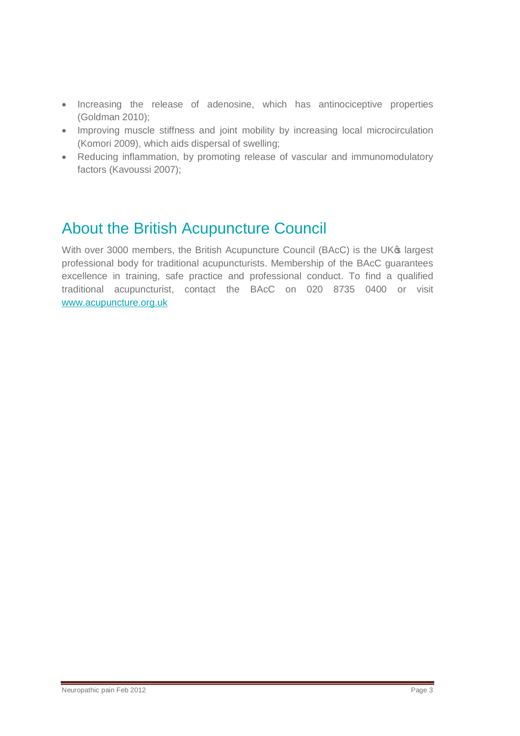- Increasing the release of adenosine, which has antinociceptive properties (Goldman 2010);
- Improving muscle stiffness and joint mobility by increasing local microcirculation (Komori 2009), which aids dispersal of swelling;
- Reducing inflammation, by promoting release of vascular and immunomodulatory factors (Kavoussi 2007);

## About the British Acupuncture Council

With over 3000 members, the British Acupuncture Council (BAcC) is the UK's largest professional body for traditional acupuncturists. Membership of the BAcC guarantees excellence in training, safe practice and professional conduct. To find a qualified traditional acupuncturist, contact the BAcC on 020 8735 0400 or visit www.acupuncture.org.uk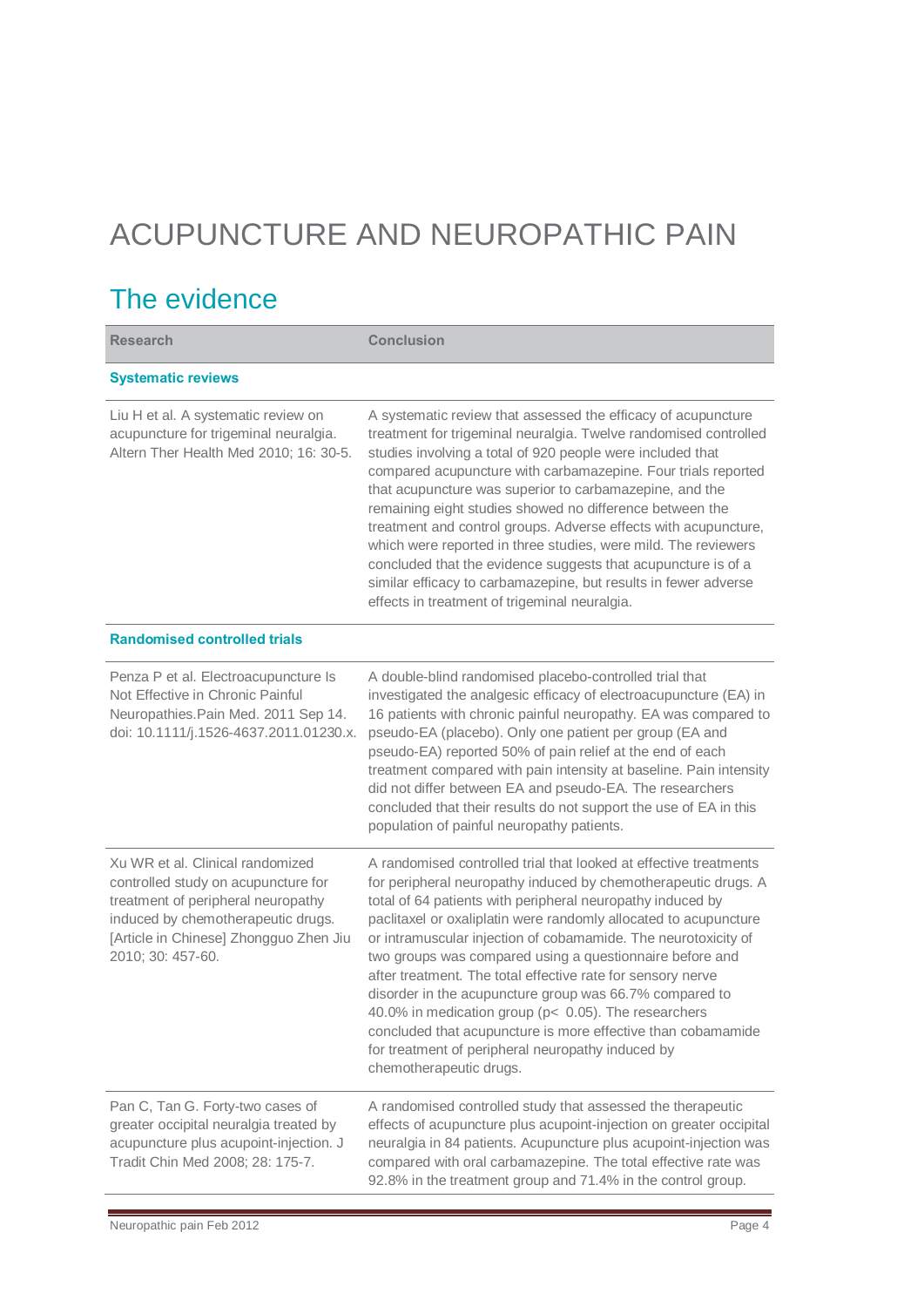# ACUPUNCTURE AND NEUROPATHIC PAIN

## The evidence

| Research | Conclusion |
|---|---|
| **Systematic reviews** | |
| Liu H et al. A systematic review on acupuncture for trigeminal neuralgia. Altern Ther Health Med 2010; 16: 30-5. | A systematic review that assessed the efficacy of acupuncture treatment for trigeminal neuralgia. Twelve randomised controlled studies involving a total of 920 people were included that compared acupuncture with carbamazepine. Four trials reported that acupuncture was superior to carbamazepine, and the remaining eight studies showed no difference between the treatment and control groups. Adverse effects with acupuncture, which were reported in three studies, were mild. The reviewers concluded that the evidence suggests that acupuncture is of a similar efficacy to carbamazepine, but results in fewer adverse effects in treatment of trigeminal neuralgia. |
| **Randomised controlled trials** | |
| Penza P et al. Electroacupuncture Is Not Effective in Chronic Painful Neuropathies.Pain Med. 2011 Sep 14. doi: 10.1111/j.1526-4637.2011.01230.x. | A double-blind randomised placebo-controlled trial that investigated the analgesic efficacy of electroacupuncture (EA) in 16 patients with chronic painful neuropathy. EA was compared to pseudo-EA (placebo). Only one patient per group (EA and pseudo-EA) reported 50% of pain relief at the end of each treatment compared with pain intensity at baseline. Pain intensity did not differ between EA and pseudo-EA. The researchers concluded that their results do not support the use of EA in this population of painful neuropathy patients. |
| Xu WR et al. Clinical randomized controlled study on acupuncture for treatment of peripheral neuropathy induced by chemotherapeutic drugs. [Article in Chinese] Zhongguo Zhen Jiu 2010; 30: 457-60. | A randomised controlled trial that looked at effective treatments for peripheral neuropathy induced by chemotherapeutic drugs. A total of 64 patients with peripheral neuropathy induced by paclitaxel or oxaliplatin were randomly allocated to acupuncture or intramuscular injection of cobamamide. The neurotoxicity of two groups was compared using a questionnaire before and after treatment. The total effective rate for sensory nerve disorder in the acupuncture group was 66.7% compared to 40.0% in medication group ($p < 0.05$). The researchers concluded that acupuncture is more effective than cobamamide for treatment of peripheral neuropathy induced by chemotherapeutic drugs. |
| Pan C, Tan G. Forty-two cases of greater occipital neuralgia treated by acupuncture plus acupoint-injection. J Tradit Chin Med 2008; 28: 175-7. | A randomised controlled study that assessed the therapeutic effects of acupuncture plus acupoint-injection on greater occipital neuralgia in 84 patients. Acupuncture plus acupoint-injection was compared with oral carbamazepine. The total effective rate was 92.8% in the treatment group and 71.4% in the control group. |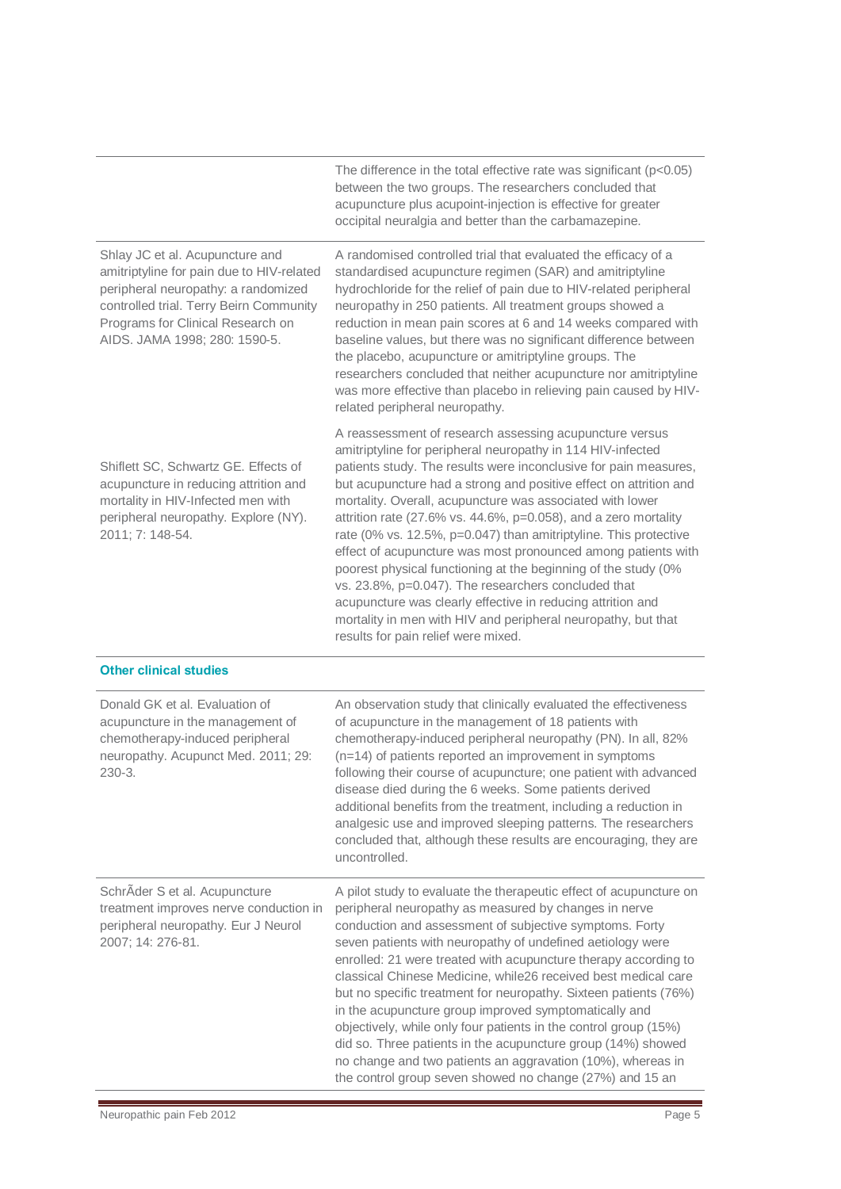| | |
|---|---|
| | The difference in the total effective rate was significant ($p<0.05$) between the two groups. The researchers concluded that acupuncture plus acupoint-injection is effective for greater occipital neuralgia and better than the carbamazepine. |
| Shlay JC et al. Acupuncture and amitriptyline for pain due to HIV-related peripheral neuropathy: a randomized controlled trial. Terry Beirn Community Programs for Clinical Research on AIDS. JAMA 1998; 280: 1590-5. | A randomised controlled trial that evaluated the efficacy of a standardised acupuncture regimen (SAR) and amitriptyline hydrochloride for the relief of pain due to HIV-related peripheral neuropathy in 250 patients. All treatment groups showed a reduction in mean pain scores at 6 and 14 weeks compared with baseline values, but there was no significant difference between the placebo, acupuncture or amitriptyline groups. The researchers concluded that neither acupuncture nor amitriptyline was more effective than placebo in relieving pain caused by HIV-related peripheral neuropathy. |
| Shiflett SC, Schwartz GE. Effects of acupuncture in reducing attrition and mortality in HIV-Infected men with peripheral neuropathy. Explore (NY). 2011; 7: 148-54. | A reassessment of research assessing acupuncture versus amitriptyline for peripheral neuropathy in 114 HIV-infected patients study. The results were inconclusive for pain measures, but acupuncture had a strong and positive effect on attrition and mortality. Overall, acupuncture was associated with lower attrition rate (27.6% vs. 44.6%, $p=0.058$), and a zero mortality rate (0% vs. 12.5%, $p=0.047$) than amitriptyline. This protective effect of acupuncture was most pronounced among patients with poorest physical functioning at the beginning of the study (0% vs. 23.8%, $p=0.047$). The researchers concluded that acupuncture was clearly effective in reducing attrition and mortality in men with HIV and peripheral neuropathy, but that results for pain relief were mixed. |
| **Other clinical studies** | |
| Donald GK et al. Evaluation of acupuncture in the management of chemotherapy-induced peripheral neuropathy. Acupunct Med. 2011; 29: 230-3. | An observation study that clinically evaluated the effectiveness of acupuncture in the management of 18 patients with chemotherapy-induced peripheral neuropathy (PN). In all, 82% (n=14) of patients reported an improvement in symptoms following their course of acupuncture; one patient with advanced disease died during the 6 weeks. Some patients derived additional benefits from the treatment, including a reduction in analgesic use and improved sleeping patterns. The researchers concluded that, although these results are encouraging, they are uncontrolled. |
| SchrÃder S et al. Acupuncture treatment improves nerve conduction in peripheral neuropathy. Eur J Neurol 2007; 14: 276-81. | A pilot study to evaluate the therapeutic effect of acupuncture on peripheral neuropathy as measured by changes in nerve conduction and assessment of subjective symptoms. Forty seven patients with neuropathy of undefined aetiology were enrolled: 21 were treated with acupuncture therapy according to classical Chinese Medicine, while26 received best medical care but no specific treatment for neuropathy. Sixteen patients (76%) in the acupuncture group improved symptomatically and objectively, while only four patients in the control group (15%) did so. Three patients in the acupuncture group (14%) showed no change and two patients an aggravation (10%), whereas in the control group seven showed no change (27%) and 15 an |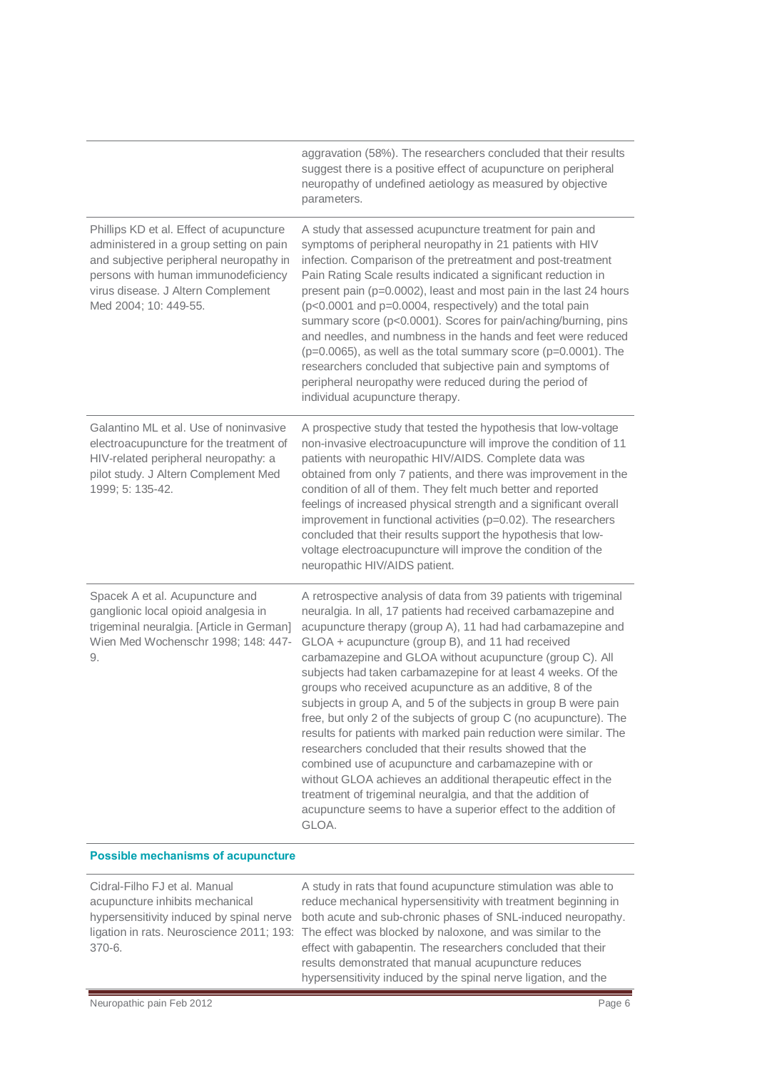| | |
|---|---|
| | aggravation (58%). The researchers concluded that their results suggest there is a positive effect of acupuncture on peripheral neuropathy of undefined aetiology as measured by objective parameters. |
| Phillips KD et al. Effect of acupuncture administered in a group setting on pain and subjective peripheral neuropathy in persons with human immunodeficiency virus disease. J Altern Complement Med 2004; 10: 449-55. | A study that assessed acupuncture treatment for pain and symptoms of peripheral neuropathy in 21 patients with HIV infection. Comparison of the pretreatment and post-treatment Pain Rating Scale results indicated a significant reduction in present pain ($p=0.0002$), least and most pain in the last 24 hours ($p<0.0001$ and $p=0.0004$, respectively) and the total pain summary score ($p<0.0001$). Scores for pain/aching/burning, pins and needles, and numbness in the hands and feet were reduced ($p=0.0065$), as well as the total summary score ($p=0.0001$). The researchers concluded that subjective pain and symptoms of peripheral neuropathy were reduced during the period of individual acupuncture therapy. |
| Galantino ML et al. Use of noninvasive electroacupuncture for the treatment of HIV-related peripheral neuropathy: a pilot study. J Altern Complement Med 1999; 5: 135-42. | A prospective study that tested the hypothesis that low-voltage non-invasive electroacupuncture will improve the condition of 11 patients with neuropathic HIV/AIDS. Complete data was obtained from only 7 patients, and there was improvement in the condition of all of them. They felt much better and reported feelings of increased physical strength and a significant overall improvement in functional activities ($p=0.02$). The researchers concluded that their results support the hypothesis that low-voltage electroacupuncture will improve the condition of the neuropathic HIV/AIDS patient. |
| Spacek A et al. Acupuncture and ganglionic local opioid analgesia in trigeminal neuralgia. [Article in German] Wien Med Wochenschr 1998; 148: 447-9. | A retrospective analysis of data from 39 patients with trigeminal neuralgia. In all, 17 patients had received carbamazepine and acupuncture therapy (group A), 11 had had carbamazepine and GLOA + acupuncture (group B), and 11 had received carbamazepine and GLOA without acupuncture (group C). All subjects had taken carbamazepine for at least 4 weeks. Of the groups who received acupuncture as an additive, 8 of the subjects in group A, and 5 of the subjects in group B were pain free, but only 2 of the subjects of group C (no acupuncture). The results for patients with marked pain reduction were similar. The researchers concluded that their results showed that the combined use of acupuncture and carbamazepine with or without GLOA achieves an additional therapeutic effect in the treatment of trigeminal neuralgia, and that the addition of acupuncture seems to have a superior effect to the addition of GLOA. |
| **Possible mechanisms of acupuncture** | |
| Cidral-Filho FJ et al. Manual acupuncture inhibits mechanical hypersensitivity induced by spinal nerve ligation in rats. Neuroscience 2011; 193: 370-6. | A study in rats that found acupuncture stimulation was able to reduce mechanical hypersensitivity with treatment beginning in both acute and sub-chronic phases of SNL-induced neuropathy. The effect was blocked by naloxone, and was similar to the effect with gabapentin. The researchers concluded that their results demonstrated that manual acupuncture reduces hypersensitivity induced by the spinal nerve ligation, and the |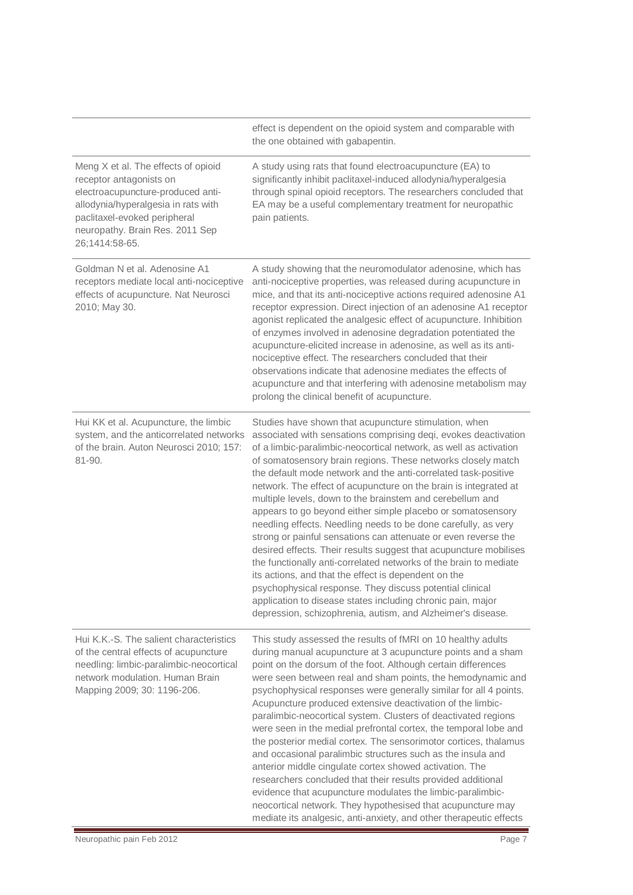| | |
|---|---|
| | effect is dependent on the opioid system and comparable with the one obtained with gabapentin. |
| Meng X et al. The effects of opioid receptor antagonists on electroacupuncture-produced anti-allodynia/hyperalgesia in rats with paclitaxel-evoked peripheral neuropathy. Brain Res. 2011 Sep 26;1414:58-65. | A study using rats that found electroacupuncture (EA) to significantly inhibit paclitaxel-induced allodynia/hyperalgesia through spinal opioid receptors. The researchers concluded that EA may be a useful complementary treatment for neuropathic pain patients. |
| Goldman N et al. Adenosine A1 receptors mediate local anti-nociceptive effects of acupuncture. Nat Neurosci 2010; May 30. | A study showing that the neuromodulator adenosine, which has anti-nociceptive properties, was released during acupuncture in mice, and that its anti-nociceptive actions required adenosine A1 receptor expression. Direct injection of an adenosine A1 receptor agonist replicated the analgesic effect of acupuncture. Inhibition of enzymes involved in adenosine degradation potentiated the acupuncture-elicited increase in adenosine, as well as its anti-nociceptive effect. The researchers concluded that their observations indicate that adenosine mediates the effects of acupuncture and that interfering with adenosine metabolism may prolong the clinical benefit of acupuncture. |
| Hui KK et al. Acupuncture, the limbic system, and the anticorrelated networks of the brain. Auton Neurosci 2010; 157: 81-90. | Studies have shown that acupuncture stimulation, when associated with sensations comprising deqi, evokes deactivation of a limbic-paralimbic-neocortical network, as well as activation of somatosensory brain regions. These networks closely match the default mode network and the anti-correlated task-positive network. The effect of acupuncture on the brain is integrated at multiple levels, down to the brainstem and cerebellum and appears to go beyond either simple placebo or somatosensory needling effects. Needling needs to be done carefully, as very strong or painful sensations can attenuate or even reverse the desired effects. Their results suggest that acupuncture mobilises the functionally anti-correlated networks of the brain to mediate its actions, and that the effect is dependent on the psychophysical response. They discuss potential clinical application to disease states including chronic pain, major depression, schizophrenia, autism, and Alzheimer's disease. |
| Hui K.K.-S. The salient characteristics of the central effects of acupuncture needling: limbic-paralimbic-neocortical network modulation. Human Brain Mapping 2009; 30: 1196-206. | This study assessed the results of fMRI on 10 healthy adults during manual acupuncture at 3 acupuncture points and a sham point on the dorsum of the foot. Although certain differences were seen between real and sham points, the hemodynamic and psychophysical responses were generally similar for all 4 points. Acupuncture produced extensive deactivation of the limbic-paralimbic-neocortical system. Clusters of deactivated regions were seen in the medial prefrontal cortex, the temporal lobe and the posterior medial cortex. The sensorimotor cortices, thalamus and occasional paralimbic structures such as the insula and anterior middle cingulate cortex showed activation. The researchers concluded that their results provided additional evidence that acupuncture modulates the limbic-paralimbic-neocortical network. They hypothesised that acupuncture may mediate its analgesic, anti-anxiety, and other therapeutic effects |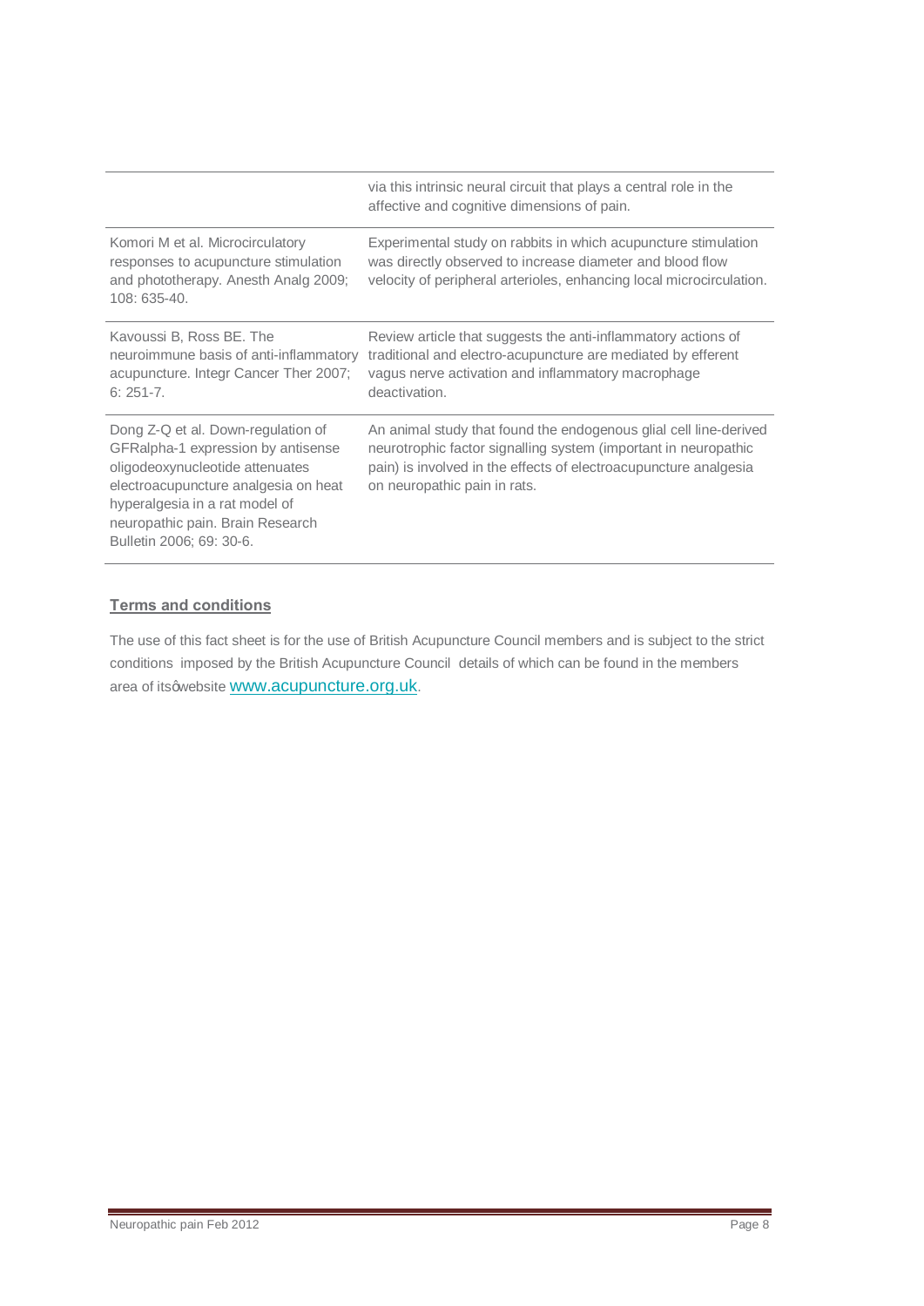| | |
|---|---|
| | via this intrinsic neural circuit that plays a central role in the affective and cognitive dimensions of pain. |
| Komori M et al. Microcirculatory responses to acupuncture stimulation and phototherapy. Anesth Analg 2009; 108: 635-40. | Experimental study on rabbits in which acupuncture stimulation was directly observed to increase diameter and blood flow velocity of peripheral arterioles, enhancing local microcirculation. |
| Kavoussi B, Ross BE. The neuroimmune basis of anti-inflammatory acupuncture. Integr Cancer Ther 2007; 6: 251-7. | Review article that suggests the anti-inflammatory actions of traditional and electro-acupuncture are mediated by efferent vagus nerve activation and inflammatory macrophage deactivation. |
| Dong Z-Q et al. Down-regulation of GFRalpha-1 expression by antisense oligodeoxynucleotide attenuates electroacupuncture analgesia on heat hyperalgesia in a rat model of neuropathic pain. Brain Research Bulletin 2006; 69: 30-6. | An animal study that found the endogenous glial cell line-derived neurotrophic factor signalling system (important in neuropathic pain) is involved in the effects of electroacupuncture analgesia on neuropathic pain in rats. |

**Terms and conditions**

The use of this fact sheet is for the use of British Acupuncture Council members and is subject to the strict conditions imposed by the British Acupuncture Council details of which can be found in the members area of itsqwebsite www.acupuncture.org.uk.